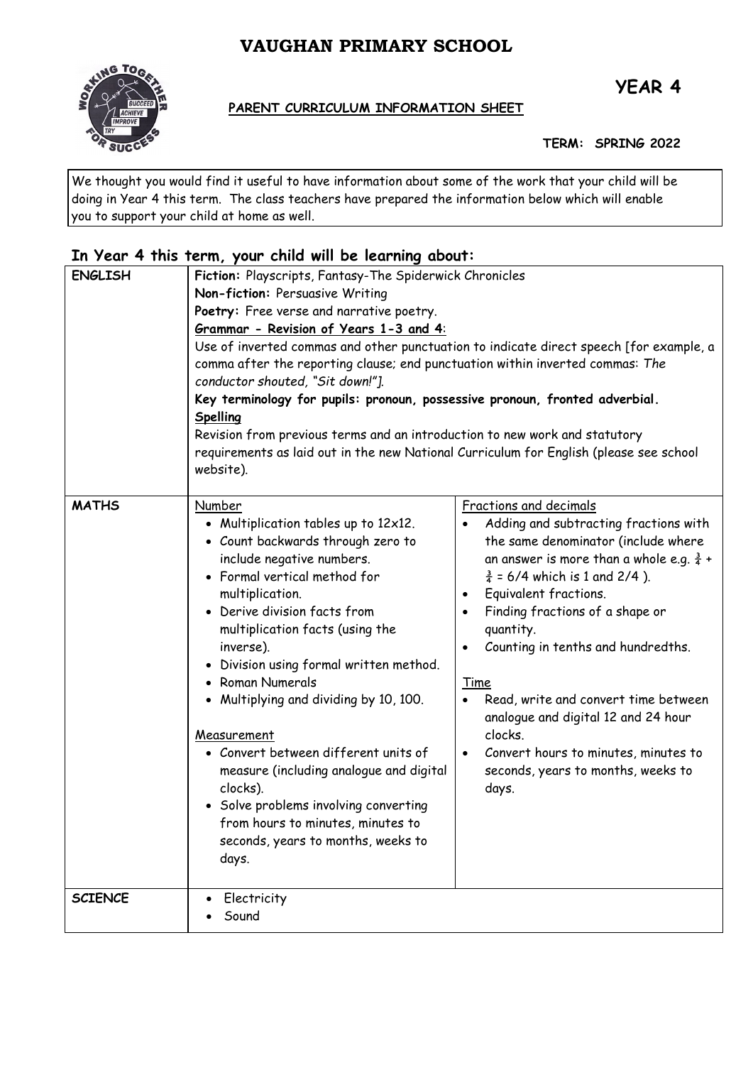# VAUGHAN PRIMARY SCHOOL

**YEAR 4**

**PARENT CURRICULUM INFORMATION SHEET**

**TERM: SPRING 2022**

We thought you would find it useful to have information about some of the work that your child will be doing in Year 4 this term. The class teachers have prepared the information below which will enable you to support your child at home as well.

## In Year 4 this term, your child will be learning about:

| | | |
|---|---|---|
| **ENGLISH** | **Fiction:** Playscripts, Fantasy-The Spiderwick Chronicles<br>**Non-fiction:** Persuasive Writing<br>**Poetry:** Free verse and narrative poetry.<br>**Grammar - Revision of Years 1-3 and 4**:<br>Use of inverted commas and other punctuation to indicate direct speech [for example, a comma after the reporting clause; end punctuation within inverted commas: *The conductor shouted, "Sit down!"]*.<br>**Key terminology for pupils: pronoun, possessive pronoun, fronted adverbial.**<br>**Spelling**<br>Revision from previous terms and an introduction to new work and statutory requirements as laid out in the new National Curriculum for English (please see school website). | |
| **MATHS** | Number<br>• Multiplication tables up to 12x12.<br>• Count backwards through zero to include negative numbers.<br>• Formal vertical method for multiplication.<br>• Derive division facts from multiplication facts (using the inverse).<br>• Division using formal written method.<br>• Roman Numerals<br>• Multiplying and dividing by 10, 100.<br><br>Measurement<br>• Convert between different units of measure (including analogue and digital clocks).<br>• Solve problems involving converting from hours to minutes, minutes to seconds, years to months, weeks to days. | Fractions and decimals<br>• Adding and subtracting fractions with the same denominator (include where an answer is more than a whole e.g. $\frac{3}{4}$ + $\frac{3}{4}$ = 6/4 which is 1 and 2/4 ).<br>• Equivalent fractions.<br>• Finding fractions of a shape or quantity.<br>• Counting in tenths and hundredths.<br><br>Time<br>• Read, write and convert time between analogue and digital 12 and 24 hour clocks.<br>• Convert hours to minutes, minutes to seconds, years to months, weeks to days. |
| **SCIENCE** | • Electricity<br>• Sound | |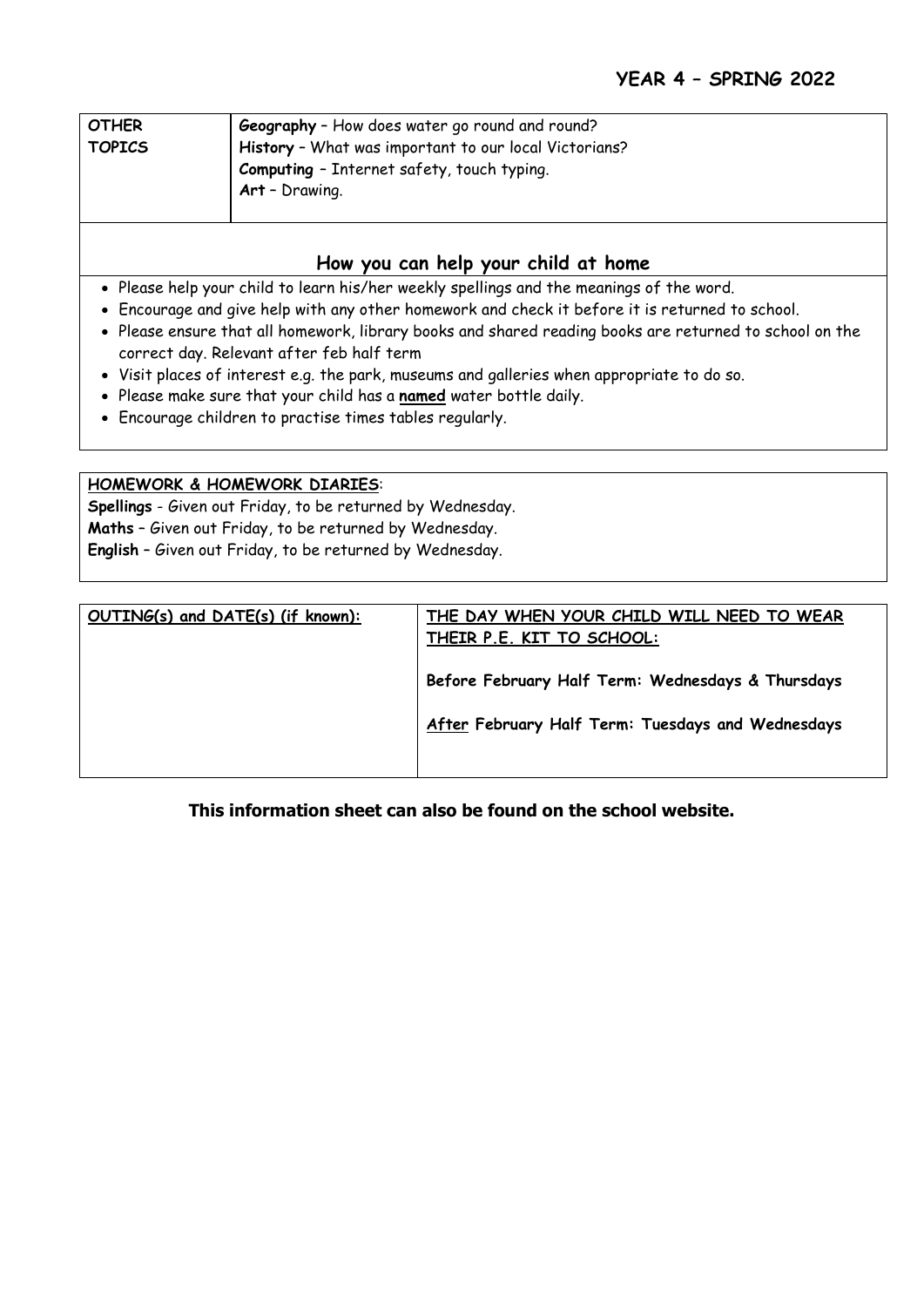## YEAR 4 – SPRING 2022

| | |
|---|---|
| OTHER TOPICS | **Geography** – How does water go round and round?<br>**History** – What was important to our local Victorians?<br>**Computing** – Internet safety, touch typing.<br>**Art** – Drawing. |

### How you can help your child at home

- Please help your child to learn his/her weekly spellings and the meanings of the word.
- Encourage and give help with any other homework and check it before it is returned to school.
- Please ensure that all homework, library books and shared reading books are returned to school on the correct day. Relevant after feb half term
- Visit places of interest e.g. the park, museums and galleries when appropriate to do so.
- Please make sure that your child has a **named** water bottle daily.
- Encourage children to practise times tables regularly.

**HOMEWORK & HOMEWORK DIARIES**:

**Spellings** - Given out Friday, to be returned by Wednesday.

**Maths** – Given out Friday, to be returned by Wednesday.

**English** – Given out Friday, to be returned by Wednesday.

| OUTING(s) and DATE(s) (if known): | THE DAY WHEN YOUR CHILD WILL NEED TO WEAR THEIR P.E. KIT TO SCHOOL: |
|---|---|
| | **Before February Half Term: Wednesdays & Thursdays**<br><br>**After February Half Term: Tuesdays and Wednesdays** |

**This information sheet can also be found on the school website.**